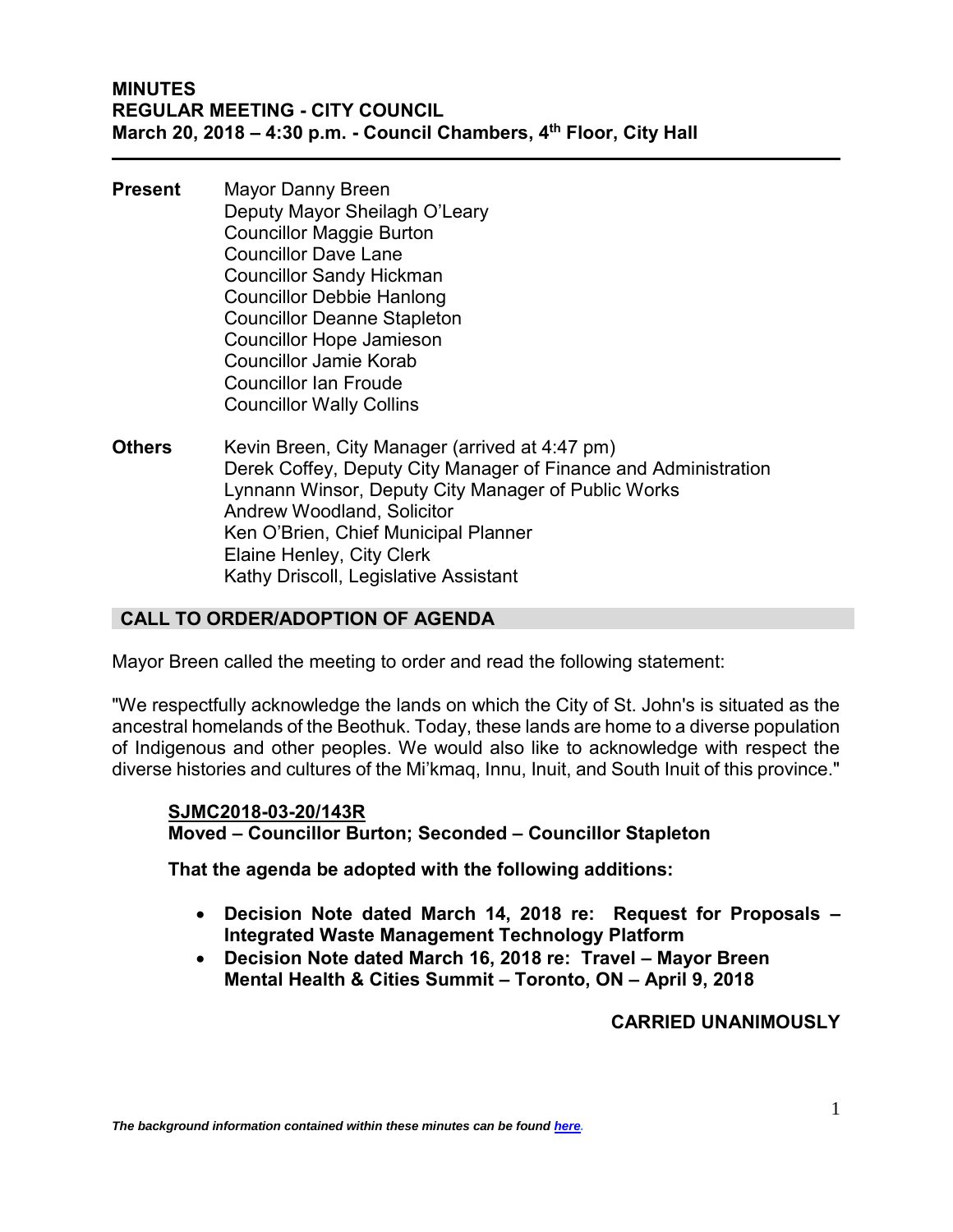# MINUTES
## REGULAR MEETING - CITY COUNCIL
### March 20, 2018 – 4:30 p.m. - Council Chambers, 4th Floor, City Hall

**Present**
Mayor Danny Breen
Deputy Mayor Sheilagh O'Leary
Councillor Maggie Burton
Councillor Dave Lane
Councillor Sandy Hickman
Councillor Debbie Hanlong
Councillor Deanne Stapleton
Councillor Hope Jamieson
Councillor Jamie Korab
Councillor Ian Froude
Councillor Wally Collins

**Others**
Kevin Breen, City Manager (arrived at 4:47 pm)
Derek Coffey, Deputy City Manager of Finance and Administration
Lynnann Winsor, Deputy City Manager of Public Works
Andrew Woodland, Solicitor
Ken O'Brien, Chief Municipal Planner
Elaine Henley, City Clerk
Kathy Driscoll, Legislative Assistant

## CALL TO ORDER/ADOPTION OF AGENDA

Mayor Breen called the meeting to order and read the following statement:

"We respectfully acknowledge the lands on which the City of St. John's is situated as the ancestral homelands of the Beothuk. Today, these lands are home to a diverse population of Indigenous and other peoples. We would also like to acknowledge with respect the diverse histories and cultures of the Mi'kmaq, Innu, Inuit, and South Inuit of this province."

**SJMC2018-03-20/143R**
**Moved – Councillor Burton; Seconded – Councillor Stapleton**

**That the agenda be adopted with the following additions:**

- **Decision Note dated March 14, 2018 re: Request for Proposals – Integrated Waste Management Technology Platform**
- **Decision Note dated March 16, 2018 re: Travel – Mayor Breen Mental Health & Cities Summit – Toronto, ON – April 9, 2018**

**CARRIED UNANIMOUSLY**

*The background information contained within these minutes can be found here.*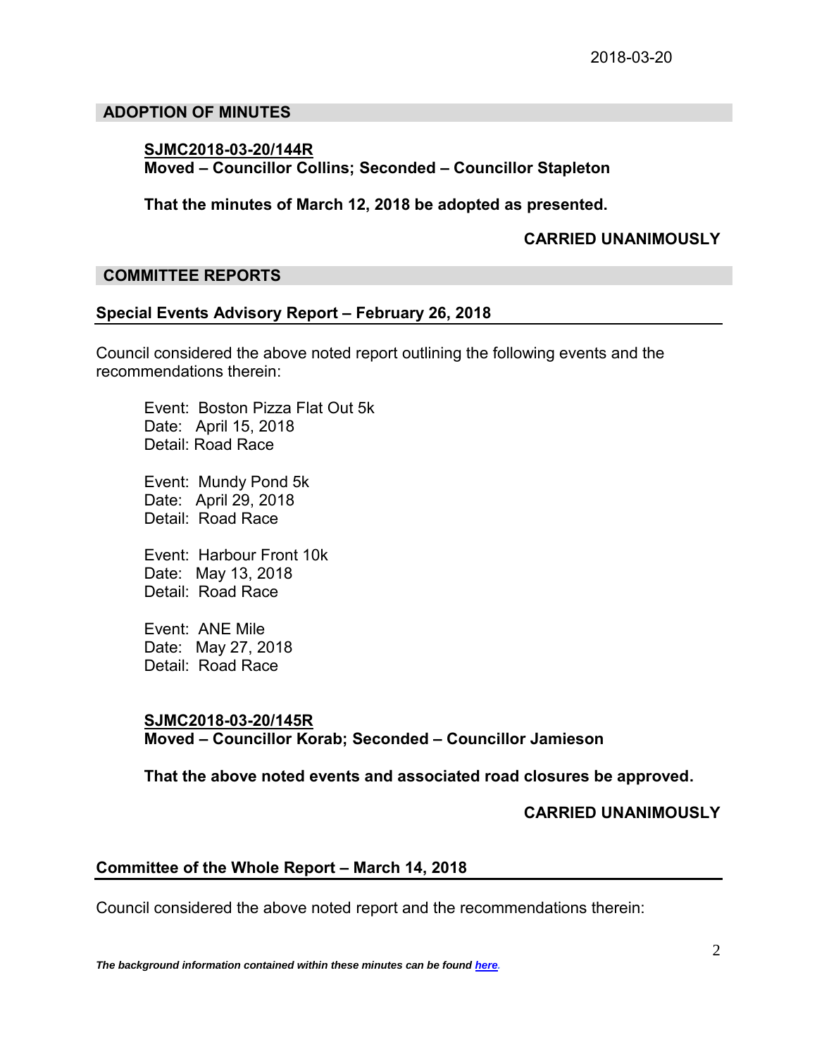## ADOPTION OF MINUTES

**SJMC2018-03-20/144R**
**Moved – Councillor Collins; Seconded – Councillor Stapleton**

**That the minutes of March 12, 2018 be adopted as presented.**

**CARRIED UNANIMOUSLY**

## COMMITTEE REPORTS

### Special Events Advisory Report – February 26, 2018

Council considered the above noted report outlining the following events and the recommendations therein:

Event: Boston Pizza Flat Out 5k
Date: April 15, 2018
Detail: Road Race

Event: Mundy Pond 5k
Date: April 29, 2018
Detail: Road Race

Event: Harbour Front 10k
Date: May 13, 2018
Detail: Road Race

Event: ANE Mile
Date: May 27, 2018
Detail: Road Race

**SJMC2018-03-20/145R**
**Moved – Councillor Korab; Seconded – Councillor Jamieson**

**That the above noted events and associated road closures be approved.**

**CARRIED UNANIMOUSLY**

### Committee of the Whole Report – March 14, 2018

Council considered the above noted report and the recommendations therein:

*The background information contained within these minutes can be found here.*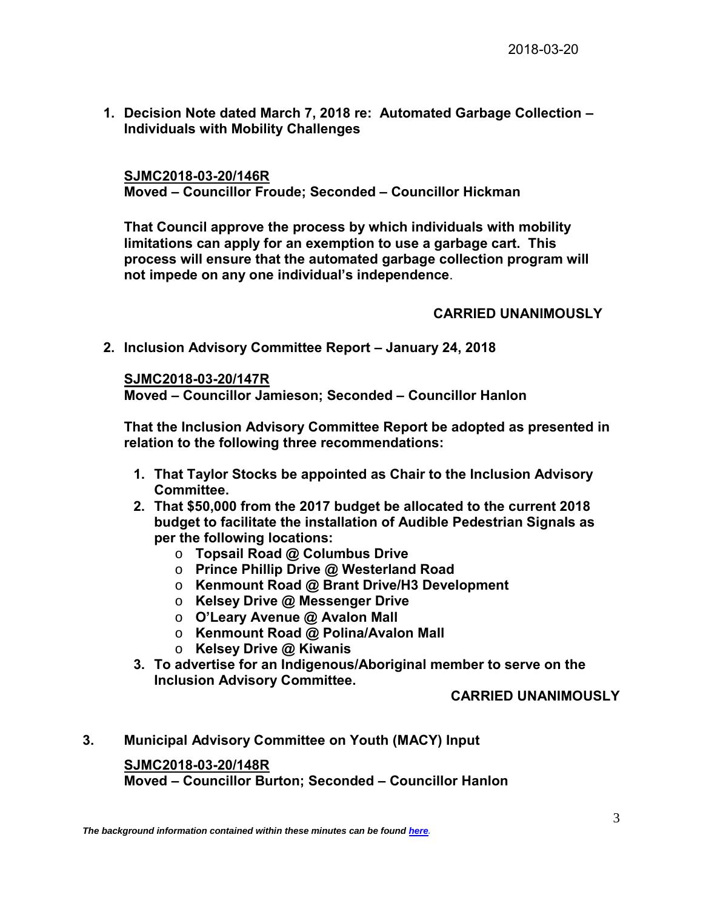1. **Decision Note dated March 7, 2018 re: Automated Garbage Collection – Individuals with Mobility Challenges**

**SJMC2018-03-20/146R**
**Moved – Councillor Froude; Seconded – Councillor Hickman**

**That Council approve the process by which individuals with mobility limitations can apply for an exemption to use a garbage cart. This process will ensure that the automated garbage collection program will not impede on any one individual's independence**.

**CARRIED UNANIMOUSLY**

2. **Inclusion Advisory Committee Report – January 24, 2018**

**SJMC2018-03-20/147R**
**Moved – Councillor Jamieson; Seconded – Councillor Hanlon**

**That the Inclusion Advisory Committee Report be adopted as presented in relation to the following three recommendations:**

1. **That Taylor Stocks be appointed as Chair to the Inclusion Advisory Committee.**
2. **That $50,000 from the 2017 budget be allocated to the current 2018 budget to facilitate the installation of Audible Pedestrian Signals as per the following locations:**
   - **Topsail Road @ Columbus Drive**
   - **Prince Phillip Drive @ Westerland Road**
   - **Kenmount Road @ Brant Drive/H3 Development**
   - **Kelsey Drive @ Messenger Drive**
   - **O'Leary Avenue @ Avalon Mall**
   - **Kenmount Road @ Polina/Avalon Mall**
   - **Kelsey Drive @ Kiwanis**
3. **To advertise for an Indigenous/Aboriginal member to serve on the Inclusion Advisory Committee.**

**CARRIED UNANIMOUSLY**

3. **Municipal Advisory Committee on Youth (MACY) Input**

**SJMC2018-03-20/148R**
**Moved – Councillor Burton; Seconded – Councillor Hanlon**

*The background information contained within these minutes can be found here.*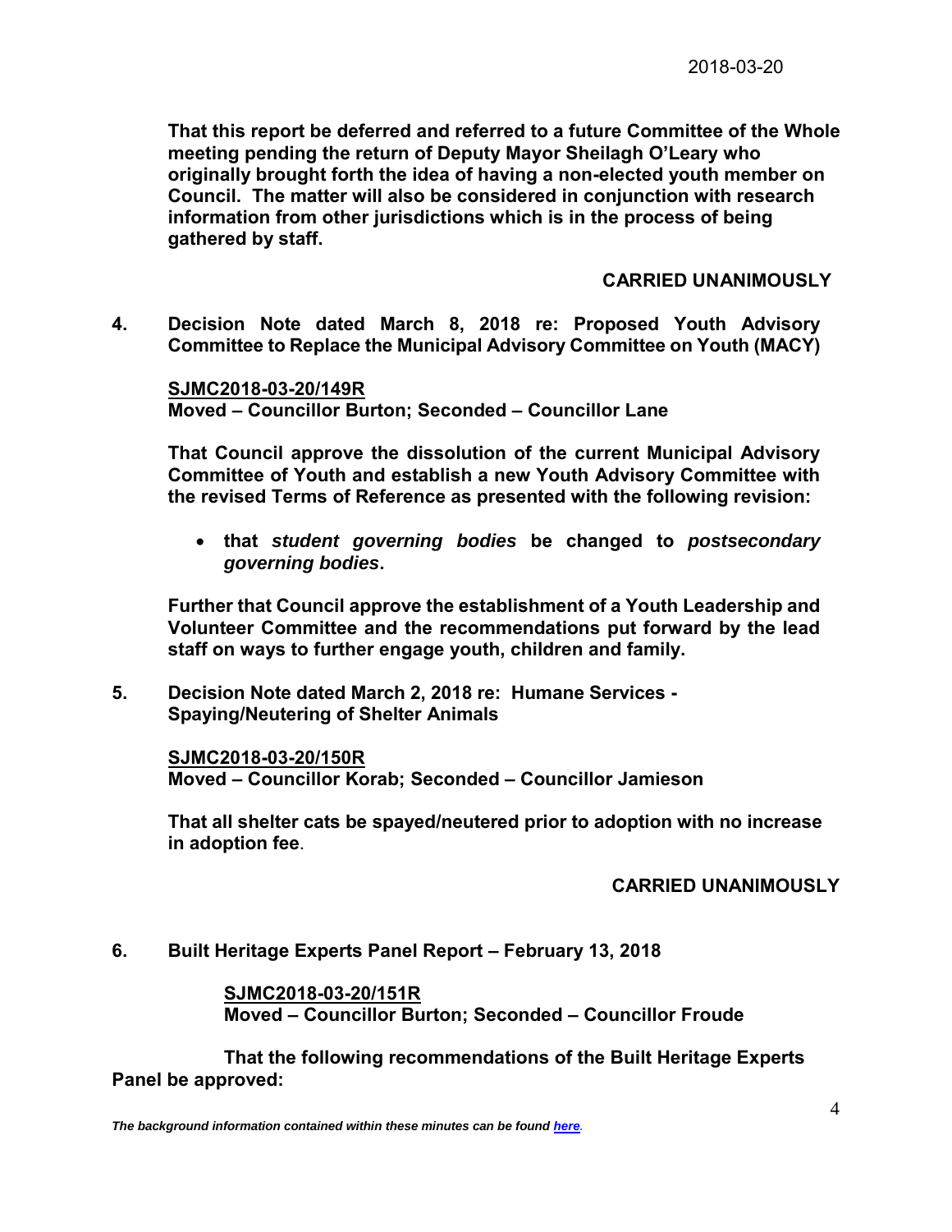**That this report be deferred and referred to a future Committee of the Whole meeting pending the return of Deputy Mayor Sheilagh O'Leary who originally brought forth the idea of having a non-elected youth member on Council. The matter will also be considered in conjunction with research information from other jurisdictions which is in the process of being gathered by staff.**

**CARRIED UNANIMOUSLY**

**4. Decision Note dated March 8, 2018 re: Proposed Youth Advisory Committee to Replace the Municipal Advisory Committee on Youth (MACY)**

**SJMC2018-03-20/149R**
**Moved – Councillor Burton; Seconded – Councillor Lane**

**That Council approve the dissolution of the current Municipal Advisory Committee of Youth and establish a new Youth Advisory Committee with the revised Terms of Reference as presented with the following revision:**

- **that *student governing bodies* be changed to *postsecondary governing bodies*.**

**Further that Council approve the establishment of a Youth Leadership and Volunteer Committee and the recommendations put forward by the lead staff on ways to further engage youth, children and family.**

**5. Decision Note dated March 2, 2018 re: Humane Services - Spaying/Neutering of Shelter Animals**

**SJMC2018-03-20/150R**
**Moved – Councillor Korab; Seconded – Councillor Jamieson**

**That all shelter cats be spayed/neutered prior to adoption with no increase in adoption fee**.

**CARRIED UNANIMOUSLY**

**6. Built Heritage Experts Panel Report – February 13, 2018**

**SJMC2018-03-20/151R**
**Moved – Councillor Burton; Seconded – Councillor Froude**

**That the following recommendations of the Built Heritage Experts Panel be approved:**

***The background information contained within these minutes can be found here.***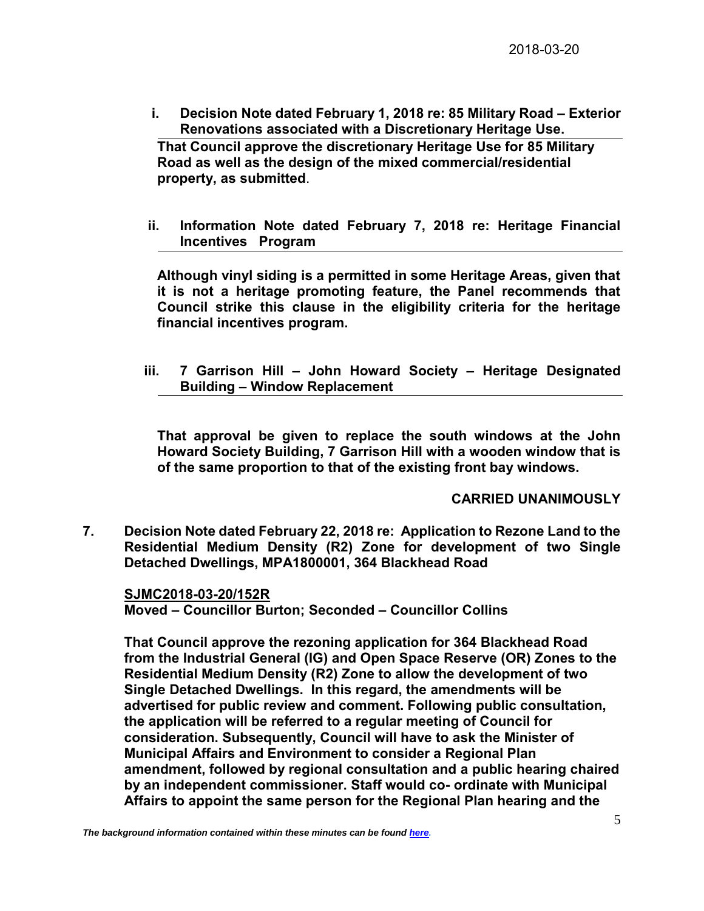**i. Decision Note dated February 1, 2018 re: 85 Military Road – Exterior Renovations associated with a Discretionary Heritage Use.**

**That Council approve the discretionary Heritage Use for 85 Military Road as well as the design of the mixed commercial/residential property, as submitted**.

**ii. Information Note dated February 7, 2018 re: Heritage Financial Incentives Program**

**Although vinyl siding is a permitted in some Heritage Areas, given that it is not a heritage promoting feature, the Panel recommends that Council strike this clause in the eligibility criteria for the heritage financial incentives program.**

**iii. 7 Garrison Hill – John Howard Society – Heritage Designated Building – Window Replacement**

**That approval be given to replace the south windows at the John Howard Society Building, 7 Garrison Hill with a wooden window that is of the same proportion to that of the existing front bay windows.**

**CARRIED UNANIMOUSLY**

**7. Decision Note dated February 22, 2018 re: Application to Rezone Land to the Residential Medium Density (R2) Zone for development of two Single Detached Dwellings, MPA1800001, 364 Blackhead Road**

**SJMC2018-03-20/152R**
**Moved – Councillor Burton; Seconded – Councillor Collins**

**That Council approve the rezoning application for 364 Blackhead Road from the Industrial General (IG) and Open Space Reserve (OR) Zones to the Residential Medium Density (R2) Zone to allow the development of two Single Detached Dwellings. In this regard, the amendments will be advertised for public review and comment. Following public consultation, the application will be referred to a regular meeting of Council for consideration. Subsequently, Council will have to ask the Minister of Municipal Affairs and Environment to consider a Regional Plan amendment, followed by regional consultation and a public hearing chaired by an independent commissioner. Staff would co- ordinate with Municipal Affairs to appoint the same person for the Regional Plan hearing and the**

*The background information contained within these minutes can be found here.*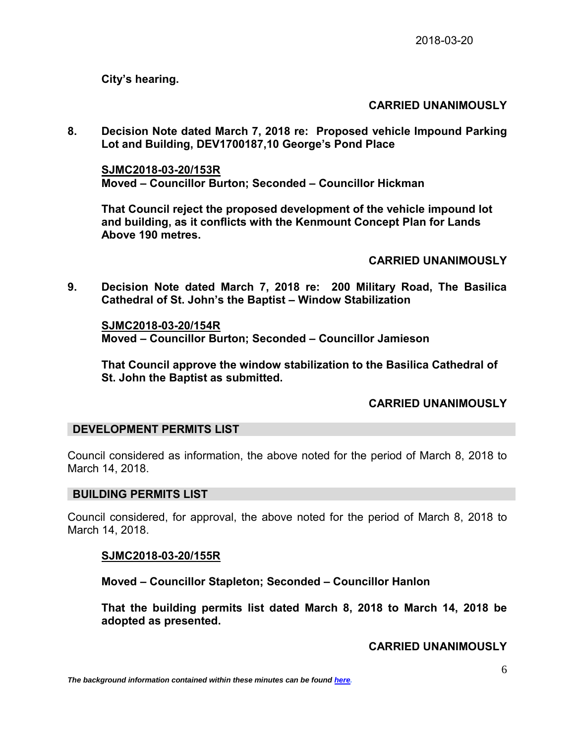**City's hearing.**

**CARRIED UNANIMOUSLY**

**8. Decision Note dated March 7, 2018 re: Proposed vehicle Impound Parking Lot and Building, DEV1700187,10 George's Pond Place**

**SJMC2018-03-20/153R**
**Moved – Councillor Burton; Seconded – Councillor Hickman**

**That Council reject the proposed development of the vehicle impound lot and building, as it conflicts with the Kenmount Concept Plan for Lands Above 190 metres.**

**CARRIED UNANIMOUSLY**

**9. Decision Note dated March 7, 2018 re: 200 Military Road, The Basilica Cathedral of St. John's the Baptist – Window Stabilization**

**SJMC2018-03-20/154R**
**Moved – Councillor Burton; Seconded – Councillor Jamieson**

**That Council approve the window stabilization to the Basilica Cathedral of St. John the Baptist as submitted.**

**CARRIED UNANIMOUSLY**

## DEVELOPMENT PERMITS LIST

Council considered as information, the above noted for the period of March 8, 2018 to March 14, 2018.

## BUILDING PERMITS LIST

Council considered, for approval, the above noted for the period of March 8, 2018 to March 14, 2018.

**SJMC2018-03-20/155R**

**Moved – Councillor Stapleton; Seconded – Councillor Hanlon**

**That the building permits list dated March 8, 2018 to March 14, 2018 be adopted as presented.**

**CARRIED UNANIMOUSLY**

***The background information contained within these minutes can be found here.***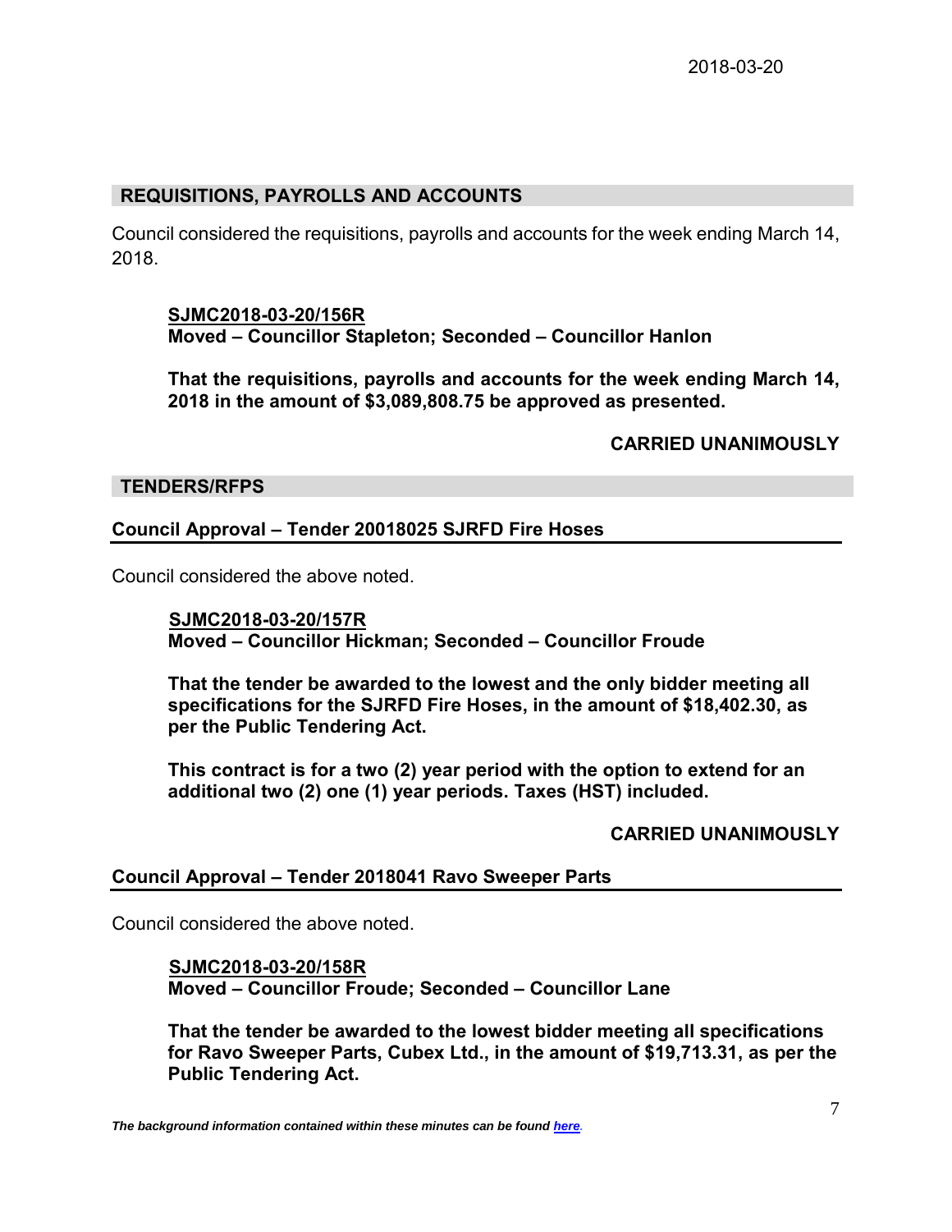## REQUISITIONS, PAYROLLS AND ACCOUNTS

Council considered the requisitions, payrolls and accounts for the week ending March 14, 2018.

**SJMC2018-03-20/156R**
**Moved – Councillor Stapleton; Seconded – Councillor Hanlon**

**That the requisitions, payrolls and accounts for the week ending March 14, 2018 in the amount of $3,089,808.75 be approved as presented.**

**CARRIED UNANIMOUSLY**

## TENDERS/RFPS

### Council Approval – Tender 20018025 SJRFD Fire Hoses

Council considered the above noted.

**SJMC2018-03-20/157R**
**Moved – Councillor Hickman; Seconded – Councillor Froude**

**That the tender be awarded to the lowest and the only bidder meeting all specifications for the SJRFD Fire Hoses, in the amount of $18,402.30, as per the Public Tendering Act.**

**This contract is for a two (2) year period with the option to extend for an additional two (2) one (1) year periods. Taxes (HST) included.**

**CARRIED UNANIMOUSLY**

### Council Approval – Tender 2018041 Ravo Sweeper Parts

Council considered the above noted.

**SJMC2018-03-20/158R**
**Moved – Councillor Froude; Seconded – Councillor Lane**

**That the tender be awarded to the lowest bidder meeting all specifications for Ravo Sweeper Parts, Cubex Ltd., in the amount of $19,713.31, as per the Public Tendering Act.**

*The background information contained within these minutes can be found here.*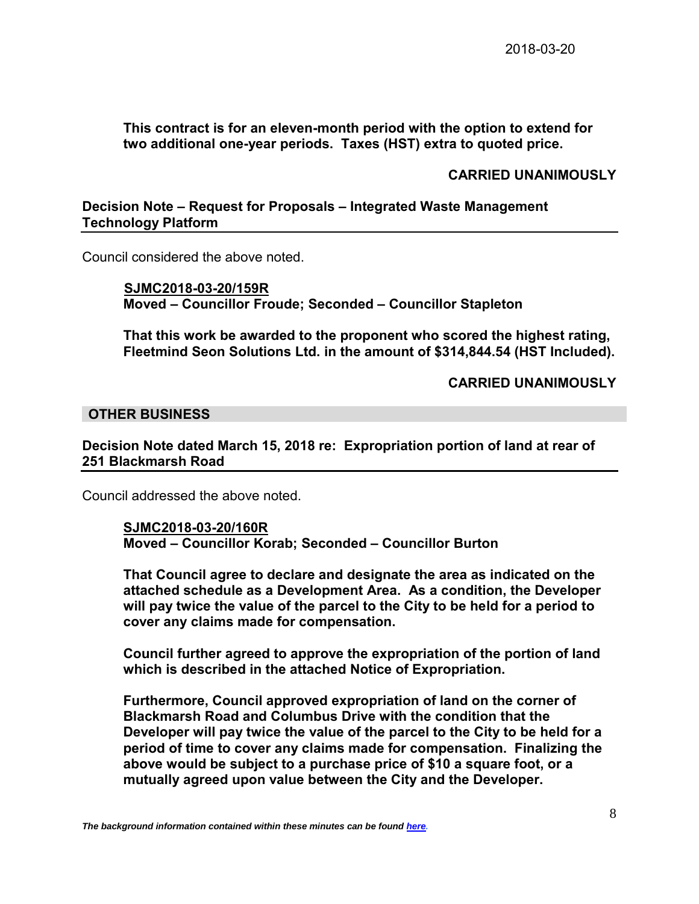**This contract is for an eleven-month period with the option to extend for two additional one-year periods. Taxes (HST) extra to quoted price.**

**CARRIED UNANIMOUSLY**

**Decision Note – Request for Proposals – Integrated Waste Management Technology Platform**

Council considered the above noted.

**SJMC2018-03-20/159R**
**Moved – Councillor Froude; Seconded – Councillor Stapleton**

**That this work be awarded to the proponent who scored the highest rating, Fleetmind Seon Solutions Ltd. in the amount of $314,844.54 (HST Included).**

**CARRIED UNANIMOUSLY**

## OTHER BUSINESS

**Decision Note dated March 15, 2018 re: Expropriation portion of land at rear of 251 Blackmarsh Road**

Council addressed the above noted.

**SJMC2018-03-20/160R**
**Moved – Councillor Korab; Seconded – Councillor Burton**

**That Council agree to declare and designate the area as indicated on the attached schedule as a Development Area. As a condition, the Developer will pay twice the value of the parcel to the City to be held for a period to cover any claims made for compensation.**

**Council further agreed to approve the expropriation of the portion of land which is described in the attached Notice of Expropriation.**

**Furthermore, Council approved expropriation of land on the corner of Blackmarsh Road and Columbus Drive with the condition that the Developer will pay twice the value of the parcel to the City to be held for a period of time to cover any claims made for compensation. Finalizing the above would be subject to a purchase price of $10 a square foot, or a mutually agreed upon value between the City and the Developer.**

***The background information contained within these minutes can be found here.***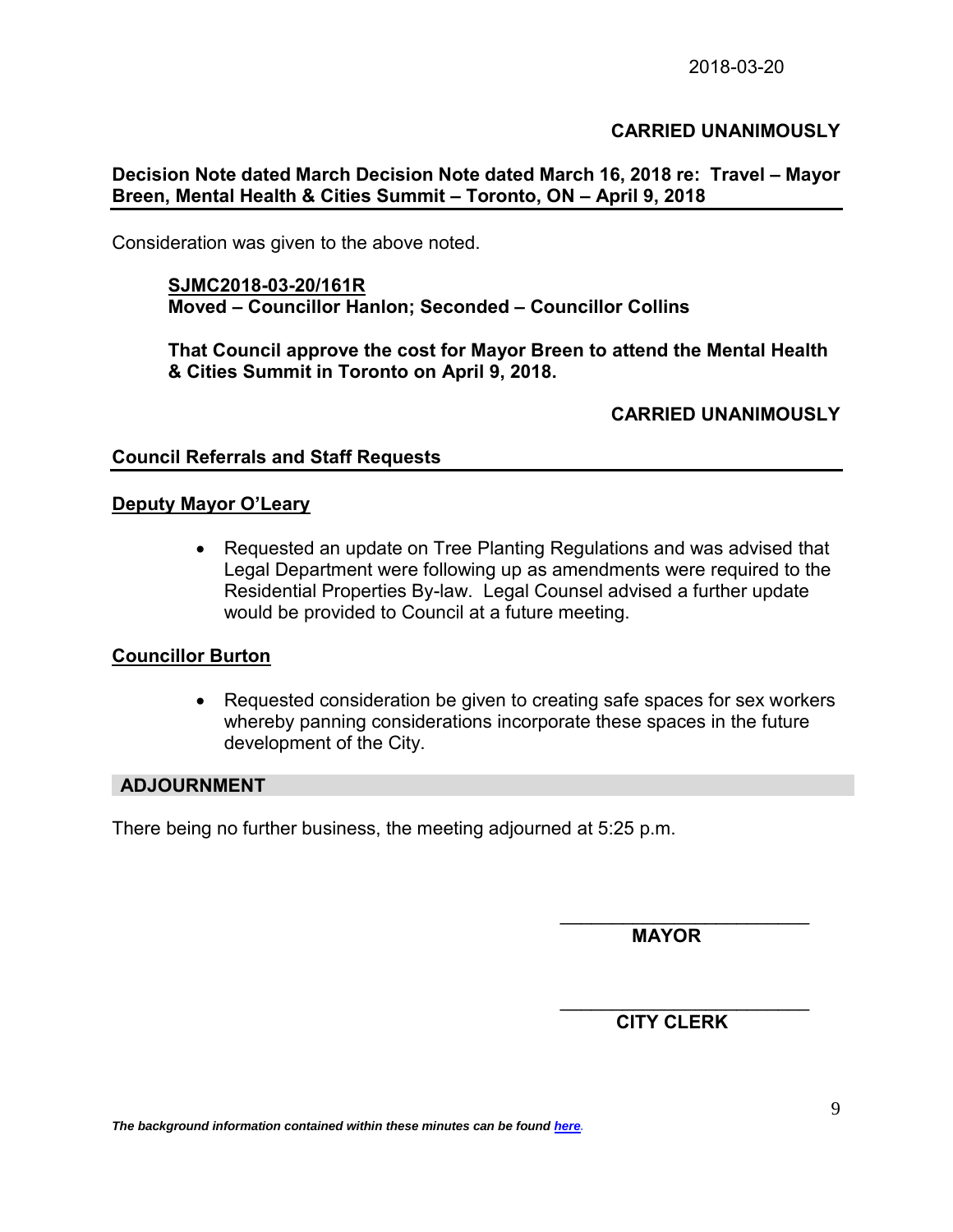**CARRIED UNANIMOUSLY**

**Decision Note dated March Decision Note dated March 16, 2018 re: Travel – Mayor Breen, Mental Health & Cities Summit – Toronto, ON – April 9, 2018**

Consideration was given to the above noted.

> **SJMC2018-03-20/161R**
> **Moved – Councillor Hanlon; Seconded – Councillor Collins**
>
> **That Council approve the cost for Mayor Breen to attend the Mental Health & Cities Summit in Toronto on April 9, 2018.**

**CARRIED UNANIMOUSLY**

**Council Referrals and Staff Requests**

**Deputy Mayor O'Leary**

- Requested an update on Tree Planting Regulations and was advised that Legal Department were following up as amendments were required to the Residential Properties By-law. Legal Counsel advised a further update would be provided to Council at a future meeting.

**Councillor Burton**

- Requested consideration be given to creating safe spaces for sex workers whereby panning considerations incorporate these spaces in the future development of the City.

## ADJOURNMENT

There being no further business, the meeting adjourned at 5:25 p.m.

________________________
**MAYOR**

________________________
**CITY CLERK**

***The background information contained within these minutes can be found here.***